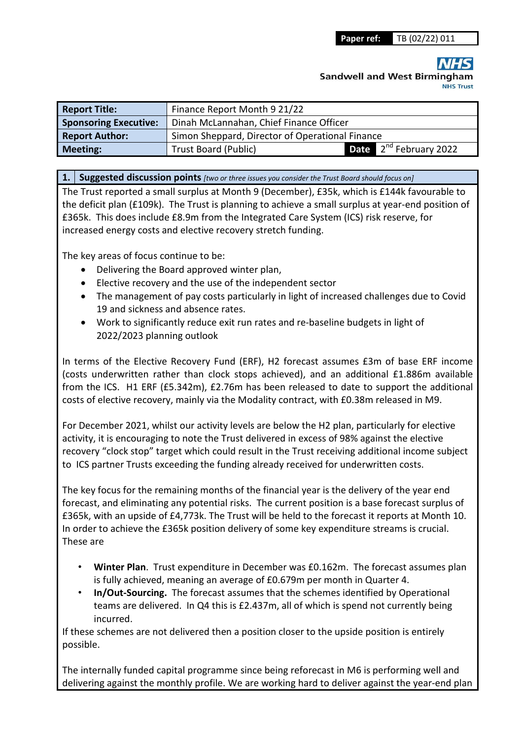| Paper ref: | TB (02/22) 011 |
|---|---|

**NHS**
**Sandwell and West Birmingham**
**NHS Trust**

| **Report Title:** | Finance Report Month 9 21/22 | | |
|---|---|---|---|
| **Sponsoring Executive:** | Dinah McLannahan, Chief Finance Officer | | |
| **Report Author:** | Simon Sheppard, Director of Operational Finance | | |
| **Meeting:** | Trust Board (Public) | **Date** | 2nd February 2022 |

## 1. Suggested discussion points *[two or three issues you consider the Trust Board should focus on]*

The Trust reported a small surplus at Month 9 (December), £35k, which is £144k favourable to the deficit plan (£109k). The Trust is planning to achieve a small surplus at year-end position of £365k. This does include £8.9m from the Integrated Care System (ICS) risk reserve, for increased energy costs and elective recovery stretch funding.

The key areas of focus continue to be:

- Delivering the Board approved winter plan,
- Elective recovery and the use of the independent sector
- The management of pay costs particularly in light of increased challenges due to Covid 19 and sickness and absence rates.
- Work to significantly reduce exit run rates and re-baseline budgets in light of 2022/2023 planning outlook

In terms of the Elective Recovery Fund (ERF), H2 forecast assumes £3m of base ERF income (costs underwritten rather than clock stops achieved), and an additional £1.886m available from the ICS. H1 ERF (£5.342m), £2.76m has been released to date to support the additional costs of elective recovery, mainly via the Modality contract, with £0.38m released in M9.

For December 2021, whilst our activity levels are below the H2 plan, particularly for elective activity, it is encouraging to note the Trust delivered in excess of 98% against the elective recovery "clock stop" target which could result in the Trust receiving additional income subject to ICS partner Trusts exceeding the funding already received for underwritten costs.

The key focus for the remaining months of the financial year is the delivery of the year end forecast, and eliminating any potential risks. The current position is a base forecast surplus of £365k, with an upside of £4,773k. The Trust will be held to the forecast it reports at Month 10. In order to achieve the £365k position delivery of some key expenditure streams is crucial. These are

- **Winter Plan**. Trust expenditure in December was £0.162m. The forecast assumes plan is fully achieved, meaning an average of £0.679m per month in Quarter 4.
- **In/Out-Sourcing.** The forecast assumes that the schemes identified by Operational teams are delivered. In Q4 this is £2.437m, all of which is spend not currently being incurred.

If these schemes are not delivered then a position closer to the upside position is entirely possible.

The internally funded capital programme since being reforecast in M6 is performing well and delivering against the monthly profile. We are working hard to deliver against the year-end plan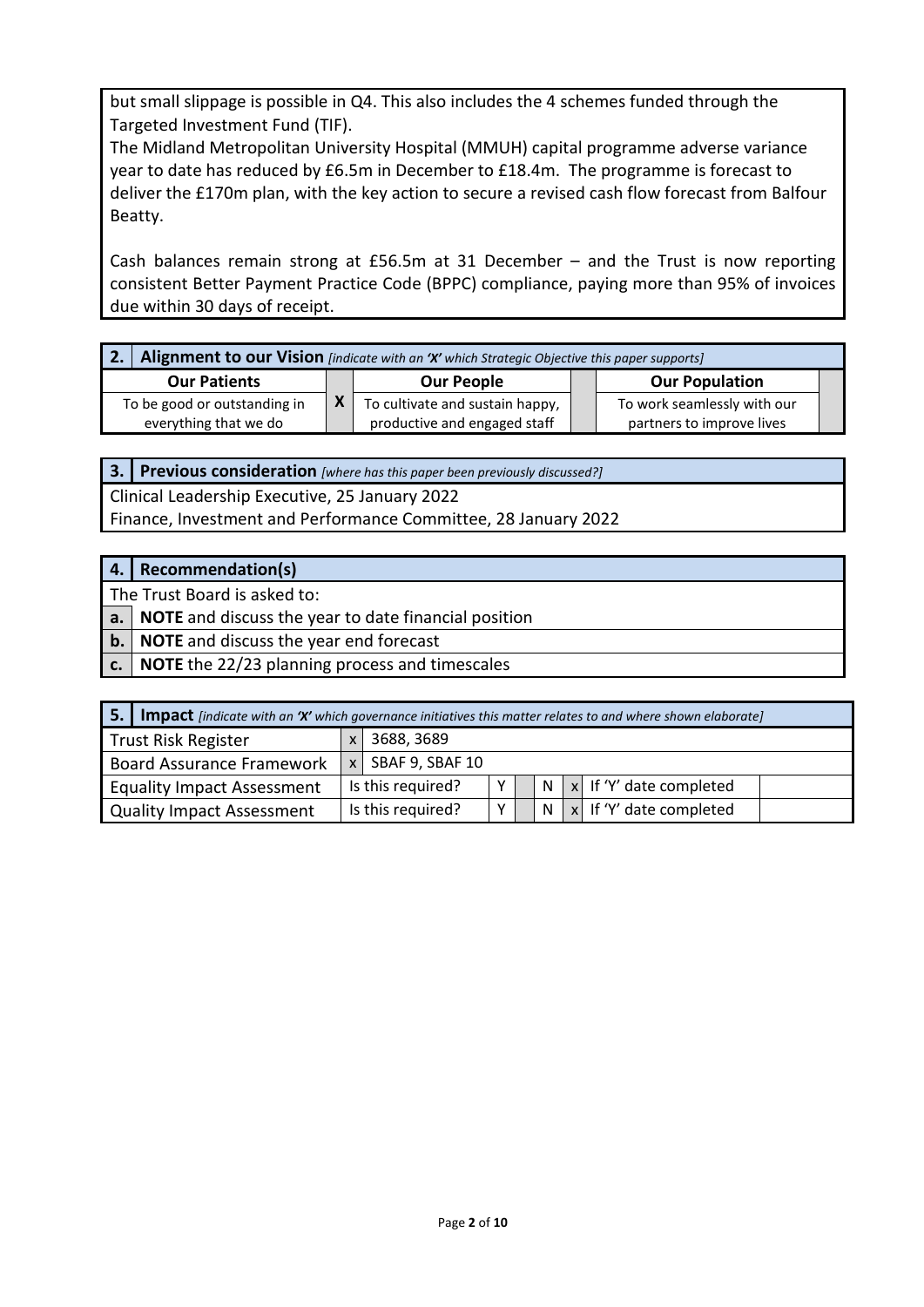but small slippage is possible in Q4. This also includes the 4 schemes funded through the Targeted Investment Fund (TIF).

The Midland Metropolitan University Hospital (MMUH) capital programme adverse variance year to date has reduced by £6.5m in December to £18.4m. The programme is forecast to deliver the £170m plan, with the key action to secure a revised cash flow forecast from Balfour Beatty.

Cash balances remain strong at £56.5m at 31 December – and the Trust is now reporting consistent Better Payment Practice Code (BPPC) compliance, paying more than 95% of invoices due within 30 days of receipt.

| **2. Alignment to our Vision** *[indicate with an 'X' which Strategic Objective this paper supports]* | | | | | |
|---|---|---|---|---|---|
| **Our Patients** | | **Our People** | | **Our Population** | |
| To be good or outstanding in everything that we do | X | To cultivate and sustain happy, productive and engaged staff | | To work seamlessly with our partners to improve lives | |

| **3. Previous consideration** *[where has this paper been previously discussed?]* |
|---|
| Clinical Leadership Executive, 25 January 2022 |
| Finance, Investment and Performance Committee, 28 January 2022 |

| **4.** | **Recommendation(s)** |
|---|---|
| The Trust Board is asked to: | |
| **a.** | **NOTE** and discuss the year to date financial position |
| **b.** | **NOTE** and discuss the year end forecast |
| **c.** | **NOTE** the 22/23 planning process and timescales |

| **5. Impact** *[indicate with an 'X' which governance initiatives this matter relates to and where shown elaborate]* | | | | | | | | |
|---|---|---|---|---|---|---|---|---|
| Trust Risk Register | x | 3688, 3689 | | | | | | |
| Board Assurance Framework | x | SBAF 9, SBAF 10 | | | | | | |
| Equality Impact Assessment | | Is this required? | Y | | N | x | If 'Y' date completed | |
| Quality Impact Assessment | | Is this required? | Y | | N | x | If 'Y' date completed | |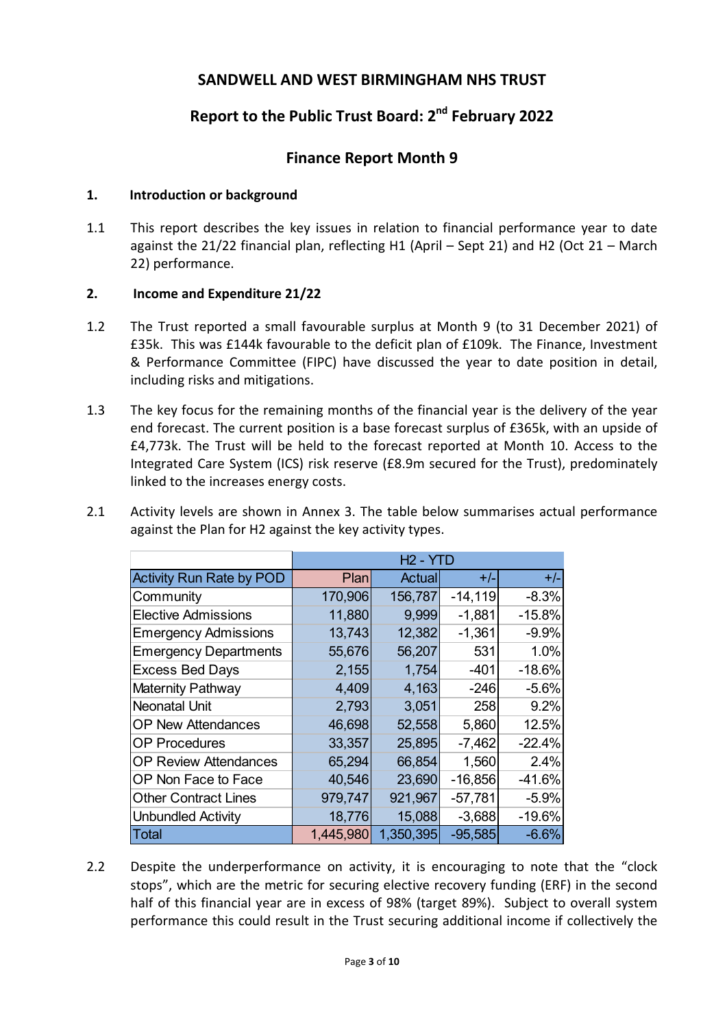**SANDWELL AND WEST BIRMINGHAM NHS TRUST**

**Report to the Public Trust Board: 2nd February 2022**

**Finance Report Month 9**

**1. Introduction or background**

1.1 This report describes the key issues in relation to financial performance year to date against the 21/22 financial plan, reflecting H1 (April – Sept 21) and H2 (Oct 21 – March 22) performance.

**2. Income and Expenditure 21/22**

1.2 The Trust reported a small favourable surplus at Month 9 (to 31 December 2021) of £35k. This was £144k favourable to the deficit plan of £109k. The Finance, Investment & Performance Committee (FIPC) have discussed the year to date position in detail, including risks and mitigations.

1.3 The key focus for the remaining months of the financial year is the delivery of the year end forecast. The current position is a base forecast surplus of £365k, with an upside of £4,773k. The Trust will be held to the forecast reported at Month 10. Access to the Integrated Care System (ICS) risk reserve (£8.9m secured for the Trust), predominately linked to the increases energy costs.

2.1 Activity levels are shown in Annex 3. The table below summarises actual performance against the Plan for H2 against the key activity types.

| | H2 - YTD | | | |
|---|---|---|---|---|
| Activity Run Rate by POD | Plan | Actual | +/- | +/- |
| Community | 170,906 | 156,787 | -14,119 | -8.3% |
| Elective Admissions | 11,880 | 9,999 | -1,881 | -15.8% |
| Emergency Admissions | 13,743 | 12,382 | -1,361 | -9.9% |
| Emergency Departments | 55,676 | 56,207 | 531 | 1.0% |
| Excess Bed Days | 2,155 | 1,754 | -401 | -18.6% |
| Maternity Pathway | 4,409 | 4,163 | -246 | -5.6% |
| Neonatal Unit | 2,793 | 3,051 | 258 | 9.2% |
| OP New Attendances | 46,698 | 52,558 | 5,860 | 12.5% |
| OP Procedures | 33,357 | 25,895 | -7,462 | -22.4% |
| OP Review Attendances | 65,294 | 66,854 | 1,560 | 2.4% |
| OP Non Face to Face | 40,546 | 23,690 | -16,856 | -41.6% |
| Other Contract Lines | 979,747 | 921,967 | -57,781 | -5.9% |
| Unbundled Activity | 18,776 | 15,088 | -3,688 | -19.6% |
| Total | 1,445,980 | 1,350,395 | -95,585 | -6.6% |

2.2 Despite the underperformance on activity, it is encouraging to note that the "clock stops", which are the metric for securing elective recovery funding (ERF) in the second half of this financial year are in excess of 98% (target 89%). Subject to overall system performance this could result in the Trust securing additional income if collectively the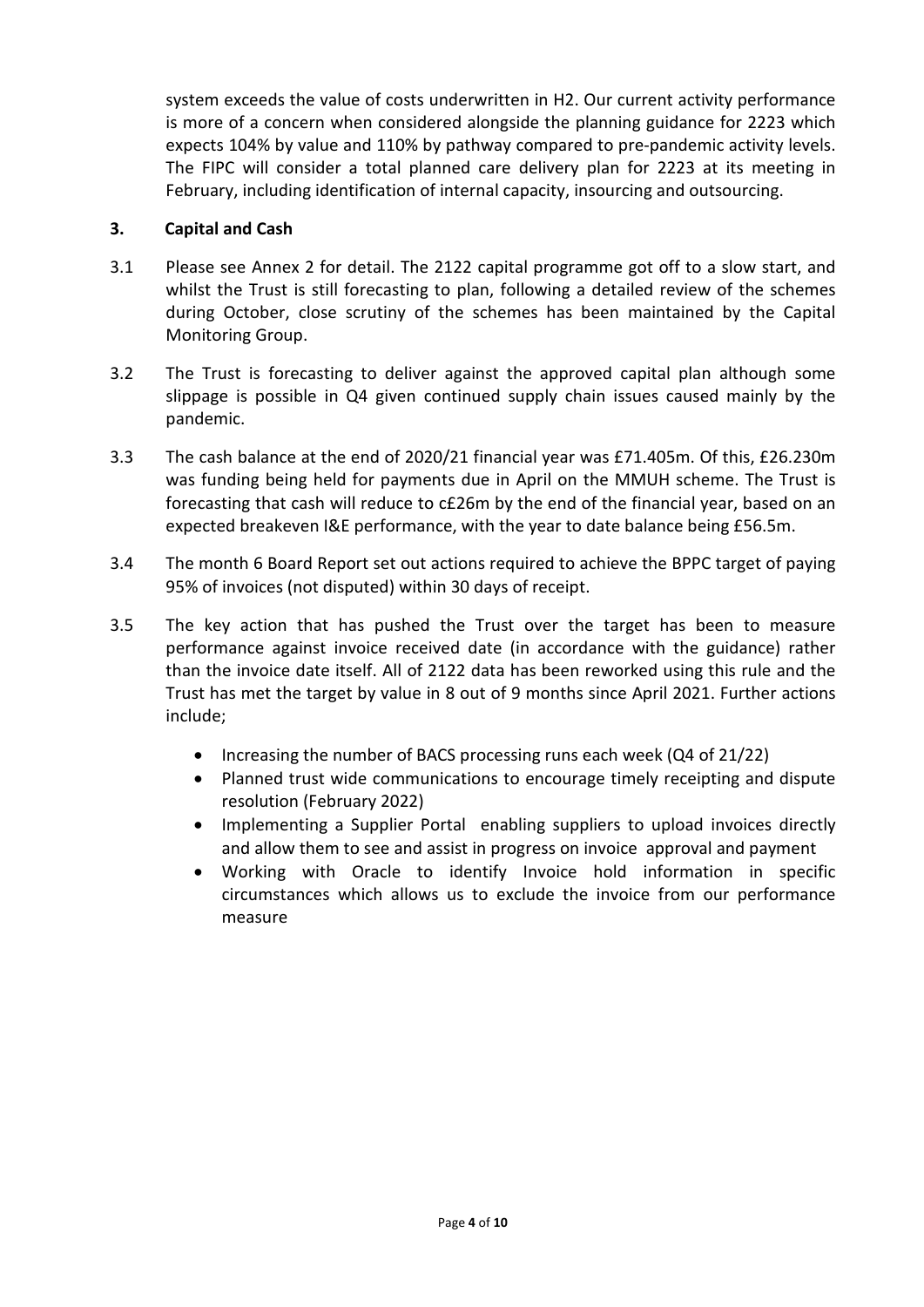system exceeds the value of costs underwritten in H2. Our current activity performance is more of a concern when considered alongside the planning guidance for 2223 which expects 104% by value and 110% by pathway compared to pre-pandemic activity levels. The FIPC will consider a total planned care delivery plan for 2223 at its meeting in February, including identification of internal capacity, insourcing and outsourcing.

## 3. Capital and Cash

3.1 Please see Annex 2 for detail. The 2122 capital programme got off to a slow start, and whilst the Trust is still forecasting to plan, following a detailed review of the schemes during October, close scrutiny of the schemes has been maintained by the Capital Monitoring Group.

3.2 The Trust is forecasting to deliver against the approved capital plan although some slippage is possible in Q4 given continued supply chain issues caused mainly by the pandemic.

3.3 The cash balance at the end of 2020/21 financial year was £71.405m. Of this, £26.230m was funding being held for payments due in April on the MMUH scheme. The Trust is forecasting that cash will reduce to c£26m by the end of the financial year, based on an expected breakeven I&E performance, with the year to date balance being £56.5m.

3.4 The month 6 Board Report set out actions required to achieve the BPPC target of paying 95% of invoices (not disputed) within 30 days of receipt.

3.5 The key action that has pushed the Trust over the target has been to measure performance against invoice received date (in accordance with the guidance) rather than the invoice date itself. All of 2122 data has been reworked using this rule and the Trust has met the target by value in 8 out of 9 months since April 2021. Further actions include;

- Increasing the number of BACS processing runs each week (Q4 of 21/22)
- Planned trust wide communications to encourage timely receipting and dispute resolution (February 2022)
- Implementing a Supplier Portal enabling suppliers to upload invoices directly and allow them to see and assist in progress on invoice approval and payment
- Working with Oracle to identify Invoice hold information in specific circumstances which allows us to exclude the invoice from our performance measure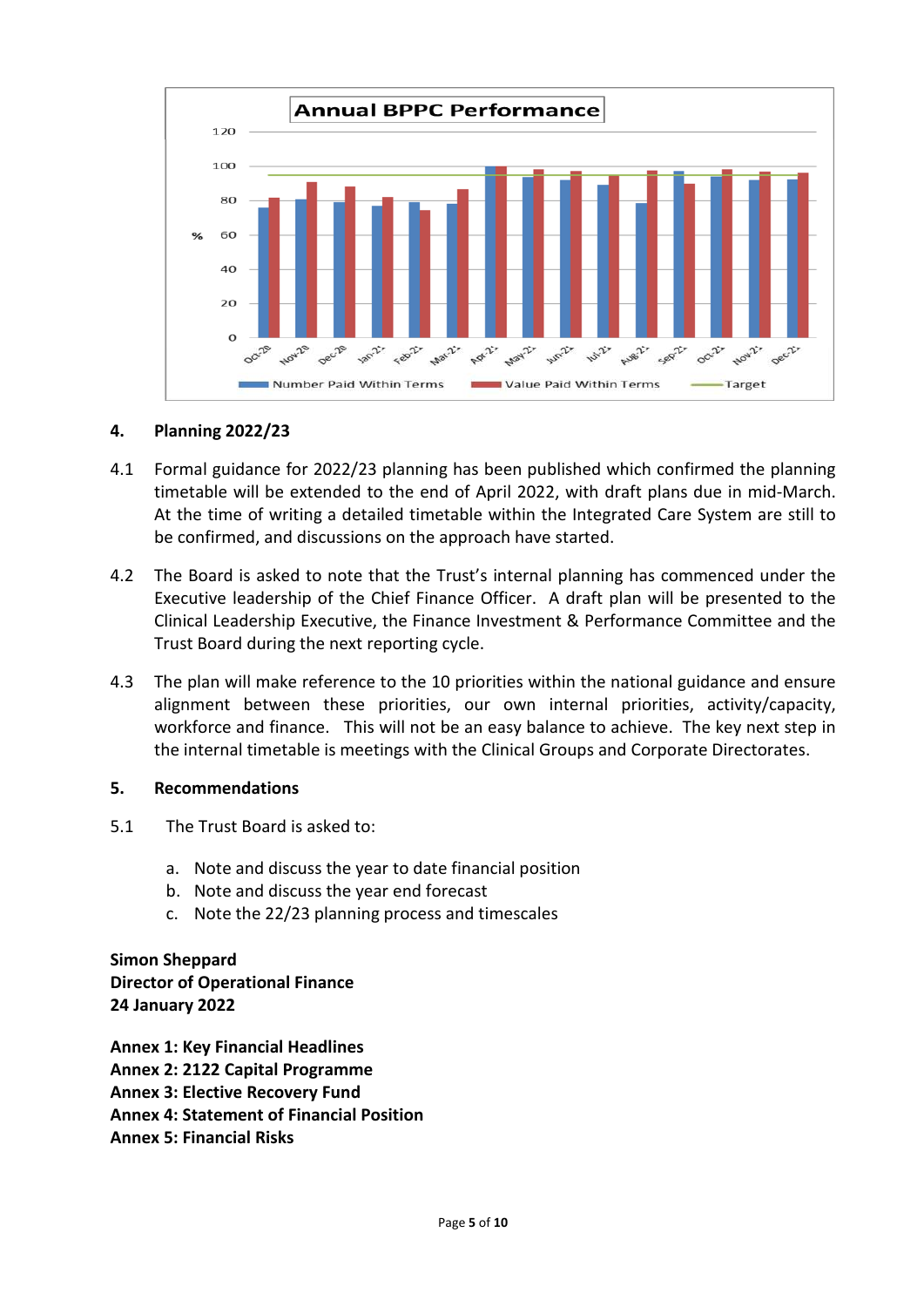## 4. Planning 2022/23

4.1 Formal guidance for 2022/23 planning has been published which confirmed the planning timetable will be extended to the end of April 2022, with draft plans due in mid-March. At the time of writing a detailed timetable within the Integrated Care System are still to be confirmed, and discussions on the approach have started.

4.2 The Board is asked to note that the Trust's internal planning has commenced under the Executive leadership of the Chief Finance Officer. A draft plan will be presented to the Clinical Leadership Executive, the Finance Investment & Performance Committee and the Trust Board during the next reporting cycle.

4.3 The plan will make reference to the 10 priorities within the national guidance and ensure alignment between these priorities, our own internal priorities, activity/capacity, workforce and finance. This will not be an easy balance to achieve. The key next step in the internal timetable is meetings with the Clinical Groups and Corporate Directorates.

## 5. Recommendations

5.1 The Trust Board is asked to:

a. Note and discuss the year to date financial position
b. Note and discuss the year end forecast
c. Note the 22/23 planning process and timescales

**Simon Sheppard**
**Director of Operational Finance**
**24 January 2022**

**Annex 1: Key Financial Headlines**
**Annex 2: 2122 Capital Programme**
**Annex 3: Elective Recovery Fund**
**Annex 4: Statement of Financial Position**
**Annex 5: Financial Risks**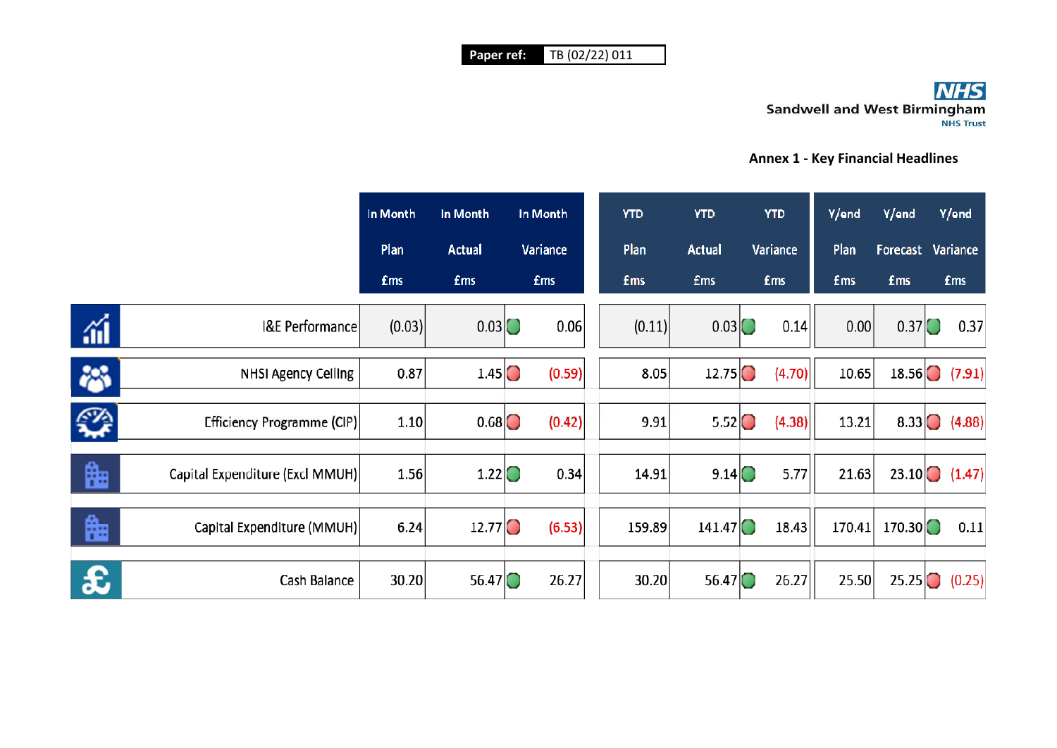Paper ref: TB (02/22) 011

**NHS**
**Sandwell and West Birmingham**
NHS Trust

## Annex 1 - Key Financial Headlines

| | In Month Plan £ms | In Month Actual £ms | In Month Variance £ms | YTD Plan £ms | YTD Actual £ms | YTD Variance £ms | Y/end Plan £ms | Y/end Forecast £ms | Y/end Variance £ms |
|---|---|---|---|---|---|---|---|---|---|
| I&E Performance | (0.03) | 0.03 | 0.06 | (0.11) | 0.03 | 0.14 | 0.00 | 0.37 | 0.37 |
| NHSI Agency Ceiling | 0.87 | 1.45 | (0.59) | 8.05 | 12.75 | (4.70) | 10.65 | 18.56 | (7.91) |
| Efficiency Programme (CIP) | 1.10 | 0.68 | (0.42) | 9.91 | 5.52 | (4.38) | 13.21 | 8.33 | (4.88) |
| Capital Expenditure (Excl MMUH) | 1.56 | 1.22 | 0.34 | 14.91 | 9.14 | 5.77 | 21.63 | 23.10 | (1.47) |
| Capital Expenditure (MMUH) | 6.24 | 12.77 | (6.53) | 159.89 | 141.47 | 18.43 | 170.41 | 170.30 | 0.11 |
| Cash Balance | 30.20 | 56.47 | 26.27 | 30.20 | 56.47 | 26.27 | 25.50 | 25.25 | (0.25) |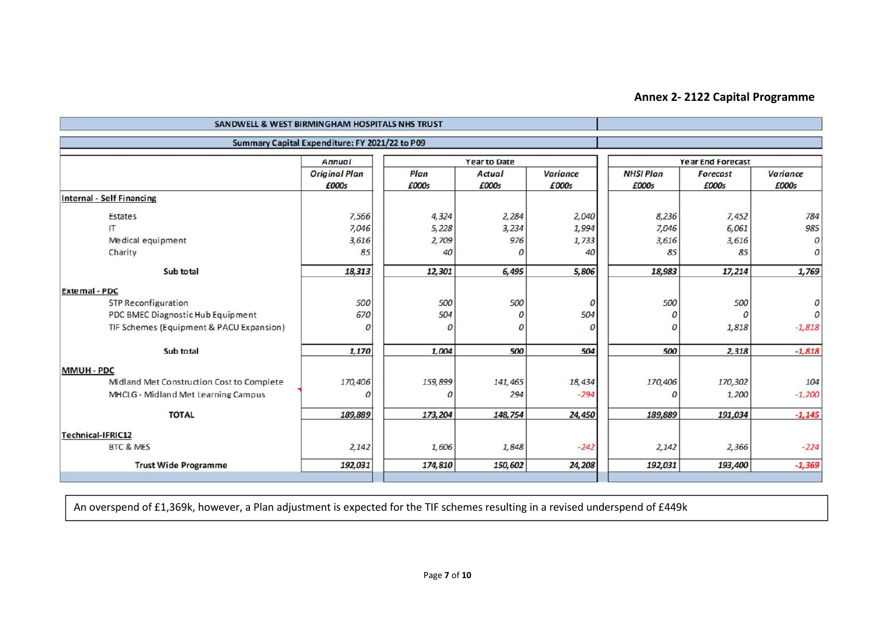## Annex 2- 2122 Capital Programme

| SANDWELL & WEST BIRMINGHAM HOSPITALS NHS TRUST | | | | | | | |
|---|---|---|---|---|---|---|---|
| **Summary Capital Expenditure: FY 2021/22 to P09** | | | | | | | |
| | *Annual* | *Year to Date* | | | *Year End Forecast* | | |
| | *Original Plan £000s* | *Plan £000s* | *Actual £000s* | *Variance £000s* | *NHSI Plan £000s* | *Forecast £000s* | *Variance £000s* |
| **Internal - Self Financing** | | | | | | | |
| Estates | 7,566 | 4,324 | 2,284 | 2,040 | 8,236 | 7,452 | 784 |
| IT | 7,046 | 5,228 | 3,234 | 1,994 | 7,046 | 6,061 | 985 |
| Medical equipment | 3,616 | 2,709 | 976 | 1,733 | 3,616 | 3,616 | 0 |
| Charity | 85 | 40 | 0 | 40 | 85 | 85 | 0 |
| **Sub total** | **18,313** | **12,301** | **6,495** | **5,806** | **18,983** | **17,214** | **1,769** |
| **External - PDC** | | | | | | | |
| STP Reconfiguration | 500 | 500 | 500 | 0 | 500 | 500 | 0 |
| PDC BMEC Diagnostic Hub Equipment | 670 | 504 | 0 | 504 | 0 | 0 | 0 |
| TIF Schemes (Equipment & PACU Expansion) | 0 | 0 | 0 | 0 | 0 | 1,818 | -1,818 |
| **Sub total** | **1,170** | **1,004** | **500** | **504** | **500** | **2,318** | **-1,818** |
| **MMUH - PDC** | | | | | | | |
| Midland Met Construction Cost to Complete | 170,406 | 159,899 | 141,465 | 18,434 | 170,406 | 170,302 | 104 |
| MHCLG - Midland Met Learning Campus | 0 | 0 | 294 | -294 | 0 | 1,200 | -1,200 |
| **TOTAL** | **189,889** | **173,204** | **148,754** | **24,450** | **189,889** | **191,034** | **-1,145** |
| **Technical-IFRIC12** | | | | | | | |
| BTC & MES | 2,142 | 1,606 | 1,848 | -242 | 2,142 | 2,366 | -224 |
| **Trust Wide Programme** | **192,031** | **174,810** | **150,602** | **24,208** | **192,031** | **193,400** | **-1,369** |

An overspend of £1,369k, however, a Plan adjustment is expected for the TIF schemes resulting in a revised underspend of £449k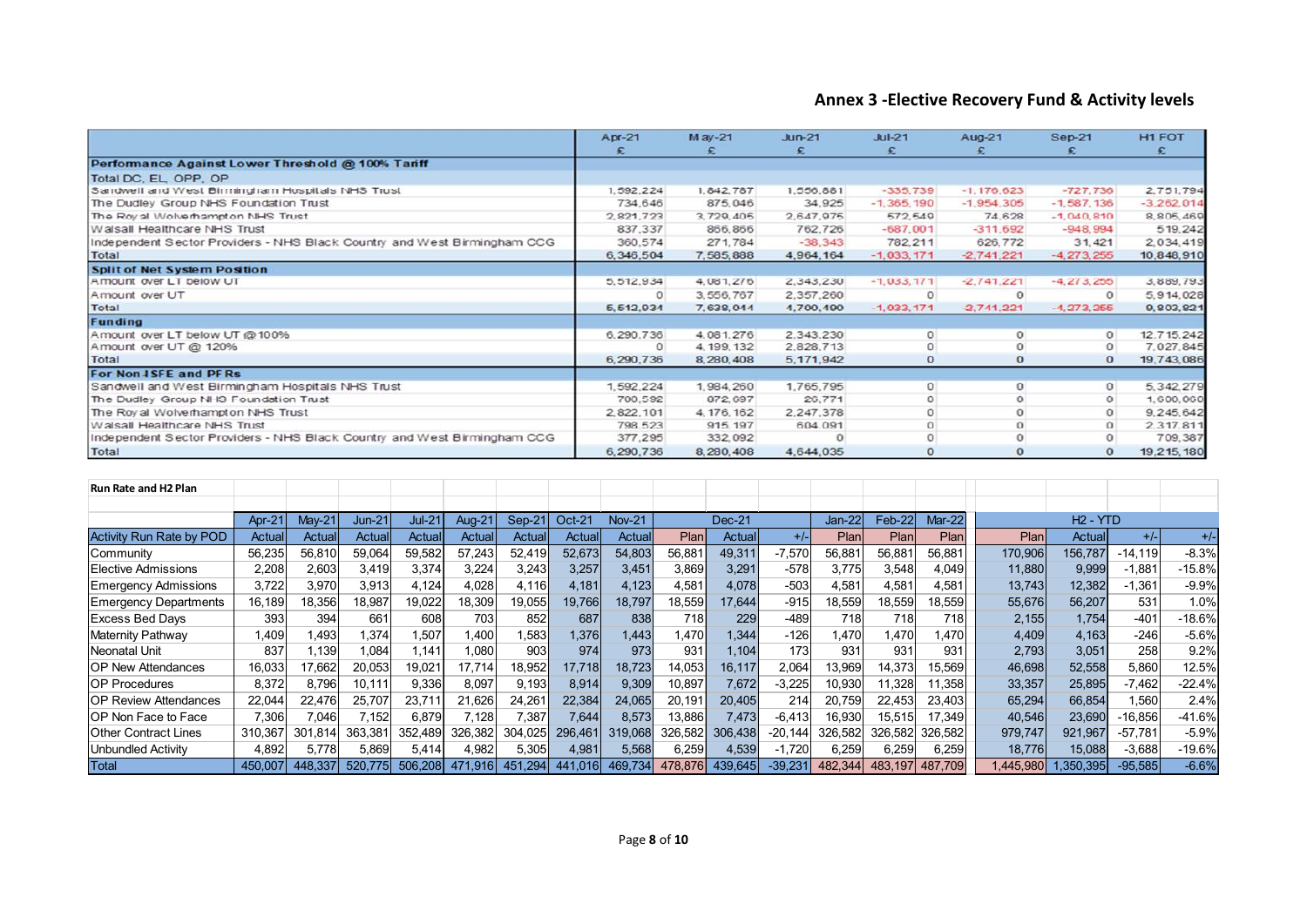## Annex 3 -Elective Recovery Fund & Activity levels

| | Apr-21 | May-21 | Jun-21 | Jul-21 | Aug-21 | Sep-21 | H1 FOT |
|---|---|---|---|---|---|---|---|
| | £ | £ | £ | £ | £ | £ | £ |
| **Performance Against Lower Threshold @ 100% Tariff** | | | | | | | |
| Total DC, EL, OPP, OP | | | | | | | |
| Sandwell and West Birmingham Hospitals NHS Trust | 1,592,224 | 1,842,787 | 1,556,881 | -335,739 | -1,176,023 | -727,736 | 2,751,794 |
| The Dudley Group NHS Foundation Trust | 734,646 | 875,046 | 34,925 | -1,365,190 | -1,954,305 | -1,587,136 | -3,262,014 |
| The Royal Wolverhampton NHS Trust | 2,821,723 | 3,729,405 | 2,647,975 | 572,549 | 74,628 | -1,040,810 | 8,805,469 |
| Walsall Healthcare NHS Trust | 837,337 | 866,866 | 762,726 | -687,001 | -311,692 | -948,994 | 519,242 |
| Independent Sector Providers - NHS Black Country and West Birmingham CCG | 360,574 | 271,784 | -38,343 | 782,211 | 626,772 | 31,421 | 2,034,419 |
| Total | 6,346,504 | 7,585,888 | 4,964,164 | -1,033,171 | -2,741,221 | -4,273,255 | 10,848,910 |
| **Split of Net System Position** | | | | | | | |
| Amount over LT below UT | 5,512,934 | 4,081,276 | 2,343,230 | -1,033,171 | -2,741,221 | -4,273,255 | 3,889,793 |
| Amount over UT | 0 | 3,556,767 | 2,357,260 | 0 | 0 | 0 | 5,914,028 |
| Total | 5,512,934 | 7,638,044 | 4,700,490 | -1,033,171 | -2,741,221 | -4,273,255 | 9,803,821 |
| **Funding** | | | | | | | |
| Amount over LT below UT @100% | 6,290,736 | 4,081,276 | 2,343,230 | 0 | 0 | 0 | 12,715,242 |
| Amount over UT @ 120% | 0 | 4,199,132 | 2,828,713 | 0 | 0 | 0 | 7,027,845 |
| Total | 6,290,736 | 8,280,408 | 5,171,942 | 0 | 0 | 0 | 19,743,086 |
| **For Non ISFE and PFRs** | | | | | | | |
| Sandwell and West Birmingham Hospitals NHS Trust | 1,592,224 | 1,984,260 | 1,765,795 | 0 | 0 | 0 | 5,342,279 |
| The Dudley Group NHS Foundation Trust | 700,592 | 872,697 | 26,771 | 0 | 0 | 0 | 1,600,060 |
| The Royal Wolverhampton NHS Trust | 2,822,101 | 4,176,162 | 2,247,378 | 0 | 0 | 0 | 9,245,642 |
| Walsall Healthcare NHS Trust | 798,523 | 915,197 | 604,091 | 0 | 0 | 0 | 2,317,811 |
| Independent Sector Providers - NHS Black Country and West Birmingham CCG | 377,295 | 332,092 | 0 | 0 | 0 | 0 | 709,387 |
| Total | 6,290,736 | 8,280,408 | 4,644,035 | 0 | 0 | 0 | 19,215,180 |

**Run Rate and H2 Plan**

| | Apr-21 | May-21 | Jun-21 | Jul-21 | Aug-21 | Sep-21 | Oct-21 | Nov-21 | Dec-21 | | | Jan-22 | Feb-22 | Mar-22 | H2 - YTD | | | |
|---|---|---|---|---|---|---|---|---|---|---|---|---|---|---|---|---|---|---|
| Activity Run Rate by POD | Actual | Actual | Actual | Actual | Actual | Actual | Actual | Actual | Plan | Actual | +/- | Plan | Plan | Plan | Plan | Actual | +/- | +/- |
| Community | 56,235 | 56,810 | 59,064 | 59,582 | 57,243 | 52,419 | 52,673 | 54,803 | 56,881 | 49,311 | -7,570 | 56,881 | 56,881 | 56,881 | 170,906 | 156,787 | -14,119 | -8.3% |
| Elective Admissions | 2,208 | 2,603 | 3,419 | 3,374 | 3,224 | 3,243 | 3,257 | 3,451 | 3,869 | 3,291 | -578 | 3,775 | 3,548 | 4,049 | 11,880 | 9,999 | -1,881 | -15.8% |
| Emergency Admissions | 3,722 | 3,970 | 3,913 | 4,124 | 4,028 | 4,116 | 4,181 | 4,123 | 4,581 | 4,078 | -503 | 4,581 | 4,581 | 4,581 | 13,743 | 12,382 | -1,361 | -9.9% |
| Emergency Departments | 16,189 | 18,356 | 18,987 | 19,022 | 18,309 | 19,055 | 19,766 | 18,797 | 18,559 | 17,644 | -915 | 18,559 | 18,559 | 18,559 | 55,676 | 56,207 | 531 | 1.0% |
| Excess Bed Days | 393 | 394 | 661 | 608 | 703 | 852 | 687 | 838 | 718 | 229 | -489 | 718 | 718 | 718 | 2,155 | 1,754 | -401 | -18.6% |
| Maternity Pathway | 1,409 | 1,493 | 1,374 | 1,507 | 1,400 | 1,583 | 1,376 | 1,443 | 1,470 | 1,344 | -126 | 1,470 | 1,470 | 1,470 | 4,409 | 4,163 | -246 | -5.6% |
| Neonatal Unit | 837 | 1,139 | 1,084 | 1,141 | 1,080 | 903 | 974 | 973 | 931 | 1,104 | 173 | 931 | 931 | 931 | 2,793 | 3,051 | 258 | 9.2% |
| OP New Attendances | 16,033 | 17,662 | 20,053 | 19,021 | 17,714 | 18,952 | 17,718 | 18,723 | 14,053 | 16,117 | 2,064 | 13,969 | 14,373 | 15,569 | 46,698 | 52,558 | 5,860 | 12.5% |
| OP Procedures | 8,372 | 8,796 | 10,111 | 9,336 | 8,097 | 9,193 | 8,914 | 9,309 | 10,897 | 7,672 | -3,225 | 10,930 | 11,328 | 11,358 | 33,357 | 25,895 | -7,462 | -22.4% |
| OP Review Attendances | 22,044 | 22,476 | 25,707 | 23,711 | 21,626 | 24,261 | 22,384 | 24,065 | 20,191 | 20,405 | 214 | 20,759 | 22,453 | 23,403 | 65,294 | 66,854 | 1,560 | 2.4% |
| OP Non Face to Face | 7,306 | 7,046 | 7,152 | 6,879 | 7,128 | 7,387 | 7,644 | 8,573 | 13,886 | 7,473 | -6,413 | 16,930 | 15,515 | 17,349 | 40,546 | 23,690 | -16,856 | -41.6% |
| Other Contract Lines | 310,367 | 301,814 | 363,381 | 352,489 | 326,382 | 304,025 | 296,461 | 319,068 | 326,582 | 306,438 | -20,144 | 326,582 | 326,582 | 326,582 | 979,747 | 921,967 | -57,781 | -5.9% |
| Unbundled Activity | 4,892 | 5,778 | 5,869 | 5,414 | 4,982 | 5,305 | 4,981 | 5,568 | 6,259 | 4,539 | -1,720 | 6,259 | 6,259 | 6,259 | 18,776 | 15,088 | -3,688 | -19.6% |
| Total | 450,007 | 448,337 | 520,775 | 506,208 | 471,916 | 451,294 | 441,016 | 469,734 | 478,876 | 439,645 | -39,231 | 482,344 | 483,197 | 487,709 | 1,445,980 | 1,350,395 | -95,585 | -6.6% |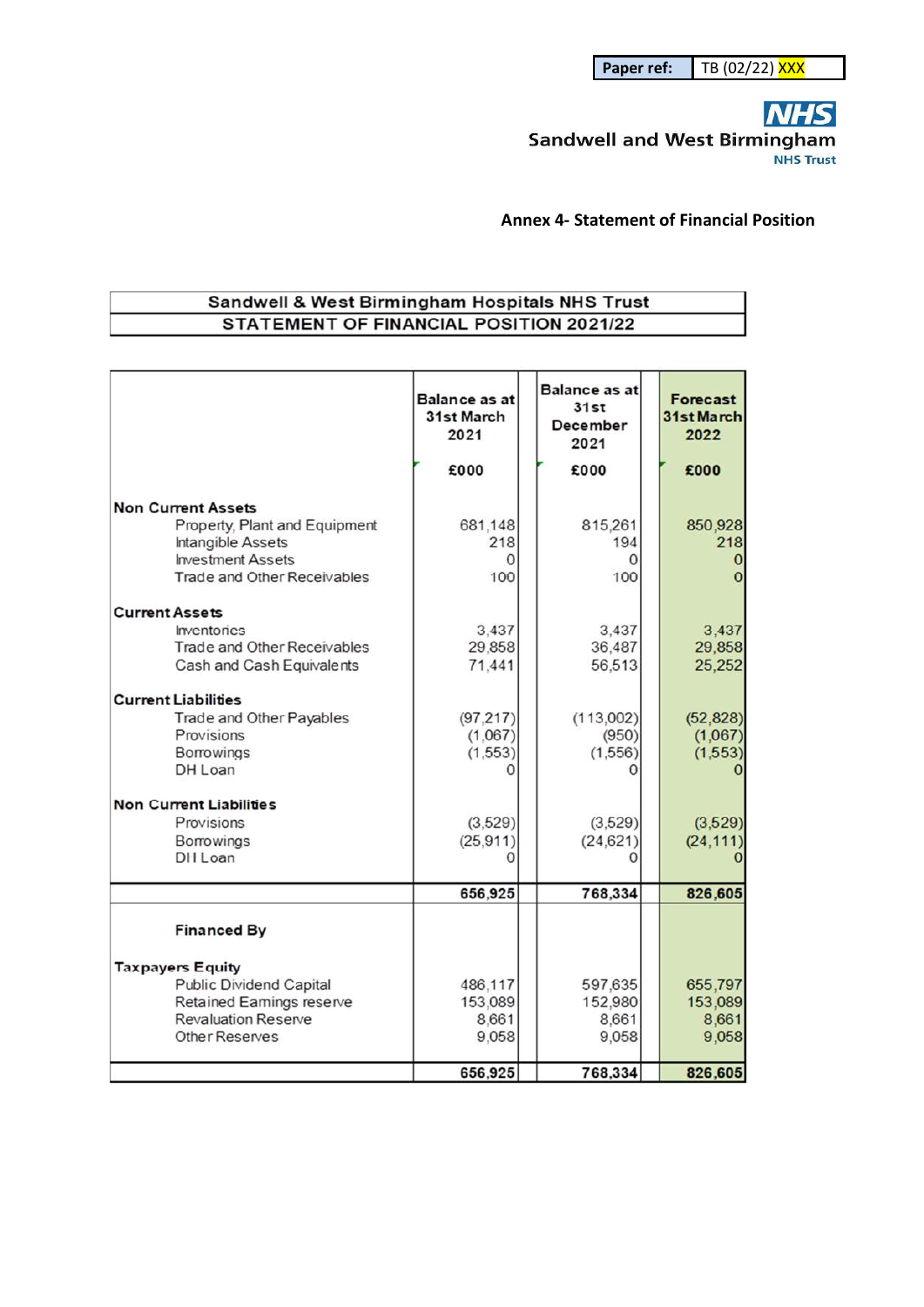| Paper ref: | TB (02/22) XXX |
|---|---|

Sandwell and West Birmingham NHS Trust

## Annex 4- Statement of Financial Position

| Sandwell & West Birmingham Hospitals NHS Trust<br>STATEMENT OF FINANCIAL POSITION 2021/22 | Balance as at 31st March 2021<br>£000 | Balance as at 31st December 2021<br>£000 | Forecast 31st March 2022<br>£000 |
|---|---|---|---|
| **Non Current Assets** | | | |
| Property, Plant and Equipment | 681,148 | 815,261 | 850,928 |
| Intangible Assets | 218 | 194 | 218 |
| Investment Assets | 0 | 0 | 0 |
| Trade and Other Receivables | 100 | 100 | 0 |
| **Current Assets** | | | |
| Inventories | 3,437 | 3,437 | 3,437 |
| Trade and Other Receivables | 29,858 | 36,487 | 29,858 |
| Cash and Cash Equivalents | 71,441 | 56,513 | 25,252 |
| **Current Liabilities** | | | |
| Trade and Other Payables | (97,217) | (113,002) | (52,828) |
| Provisions | (1,067) | (950) | (1,067) |
| Borrowings | (1,553) | (1,556) | (1,553) |
| DH Loan | 0 | 0 | 0 |
| **Non Current Liabilities** | | | |
| Provisions | (3,529) | (3,529) | (3,529) |
| Borrowings | (25,911) | (24,621) | (24,111) |
| DH Loan | 0 | 0 | 0 |
| | **656,925** | **768,334** | **826,605** |
| **Financed By** | | | |
| **Taxpayers Equity** | | | |
| Public Dividend Capital | 486,117 | 597,635 | 655,797 |
| Retained Earnings reserve | 153,089 | 152,980 | 153,089 |
| Revaluation Reserve | 8,661 | 8,661 | 8,661 |
| Other Reserves | 9,058 | 9,058 | 9,058 |
| | **656,925** | **768,334** | **826,605** |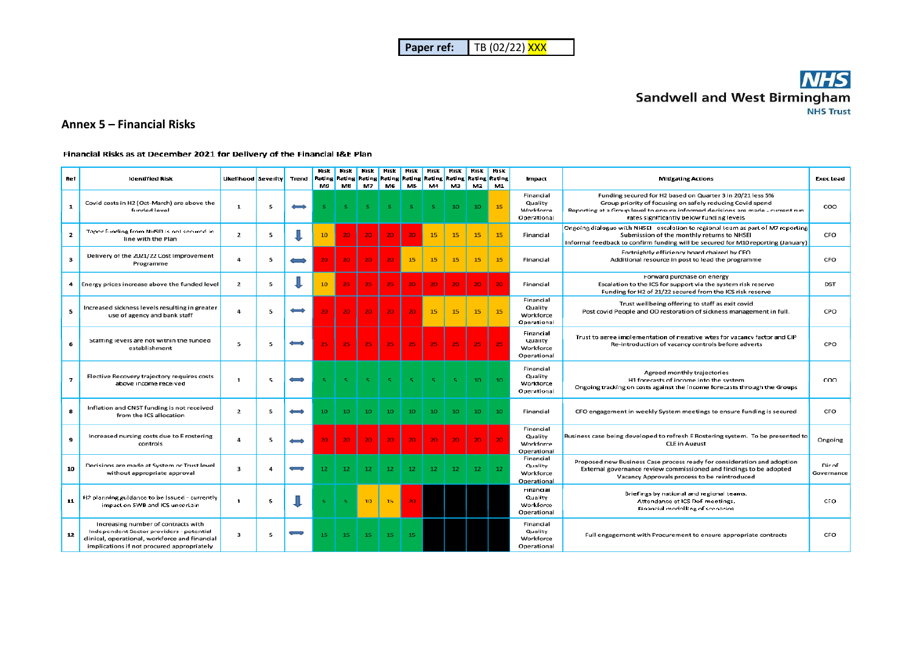| Paper ref: | TB (02/22) XXX |
|---|---|

**NHS**
**Sandwell and West Birmingham**
**NHS Trust**

## Annex 5 – Financial Risks

**Financial Risks as at December 2021 for Delivery of the Financial I&E Plan**

| Ref | Identified Risk | Likelihood | Severity | Trend | Risk Rating M9 | Risk Rating M8 | Risk Rating M7 | Risk Rating M6 | Risk Rating M5 | Risk Rating M4 | Risk Rating M3 | Risk Rating M2 | Risk Rating M1 | Impact | Mitigating Actions | Exec Lead |
|---|---|---|---|---|---|---|---|---|---|---|---|---|---|---|---|---|
| 1 | Covid costs in H2 (Oct-March) are above the funded level | 1 | 5 | ⟺ | 5 | 5 | 5 | 5 | 5 | 5 | 10 | 10 | 15 | Financial Quality Workforce Operational | Funding secured for H2 based on Quarter 3 in 20/21 less 5% Group priority of focusing on safely reducing Covid spend Reporting at a Group level to ensure informed decisions are made - current run rates significantly below funding levels | COO |
| 2 | Topco funding from NHSEI is not secured in line with the Plan | 2 | 5 | ⇩ | 10 | 20 | 20 | 20 | 20 | 15 | 15 | 15 | 15 | Financial | Ongoing dialogue with NHSEI - escalation to regional team as part of M7 reporting Submission of the monthly returns to NHSEI Informal feedback to confirm funding will be secured for M10 reporting (January) | CFO |
| 3 | Delivery of the 2021/22 Cost Improvement Programme | 4 | 5 | ⟺ | 20 | 20 | 20 | 20 | 15 | 15 | 15 | 15 | 15 | Financial | Fortnightly efficiency board chaired by CFO Additional resource in post to lead the programme | CFO |
| 4 | Energy prices increase above the funded level | 2 | 5 | ⇩ | 10 | 25 | 25 | 25 | 20 | 20 | 20 | 20 | 20 | Financial | Forward purchase on energy Escalation to the ICS for support via the system risk reserve Funding for H2 of 21/22 secured from the ICS risk reserve | DST |
| 5 | Increased sickness levels resulting in greater use of agency and bank staff | 4 | 5 | ⟺ | 20 | 20 | 20 | 20 | 20 | 15 | 15 | 15 | 15 | Financial Quality Workforce Operational | Trust wellbeing offering to staff as exit covid Post covid People and OD restoration of sickness management in full. | CPO |
| 6 | Staffing levels are not within the funded establishment | 5 | 5 | ⟺ | 25 | 25 | 25 | 25 | 25 | 25 | 25 | 25 | 25 | Financial Quality Workforce Operational | Trust to agree implementation of negative wtes for vacancy factor and CIP Re-introduction of vacancy controls before adverts | CPO |
| 7 | Elective Recovery trajectory requires costs above income received | 1 | 5 | ⟺ | 5 | 5 | 5 | 5 | 5 | 5 | 5 | 10 | 10 | Financial Quality Workforce Operational | Agreed monthly trajectories H1 forecasts of income into the system Ongoing tracking on costs against the income forecasts through the Groups | COO |
| 8 | Inflation and CNST funding is not received from the ICS allocation | 2 | 5 | ⟺ | 10 | 10 | 10 | 10 | 10 | 10 | 10 | 10 | 10 | Financial | CFO engagement in weekly System meetings to ensure funding is secured | CFO |
| 9 | Increased nursing costs due to E rostering controls | 4 | 5 | ⟺ | 20 | 20 | 20 | 20 | 20 | 20 | 20 | 20 | 20 | Financial Quality Workforce Operational | Business case being developed to refresh E Rostering system. To be presented to CLE in August | Ongoing |
| 10 | Decisions are made at System or Trust level without appropriate approval | 3 | 4 | ⟺ | 12 | 12 | 12 | 12 | 12 | 12 | 12 | 12 | 12 | Financial Quality Workforce Operational | Proposed new Business Case process ready for consideration and adoption External governance review commissioned and findings to be adopted Vacancy Approvals process to be reintroduced | Dir of Governance |
| 11 | H2 planning guidance to be issued - currently impact on SWB and ICS uncertain | 1 | 5 | ⇩ | 5 | 5 | 10 | 15 | 20 | | | | | Financial Quality Workforce Operational | Briefings by national and regional teams. Attendance at ICS DoF meetings. Financial modelling of scenarios | CFO |
| 12 | Increasing number of contracts with Independent Sector providers - potential clinical, operational, workforce and financial implications if not procured appropriately | 3 | 5 | ⟺ | 15 | 15 | 15 | 15 | 15 | | | | | Financial Quality Workforce Operational | Full engagement with Procurement to ensure appropriate contracts | CFO |